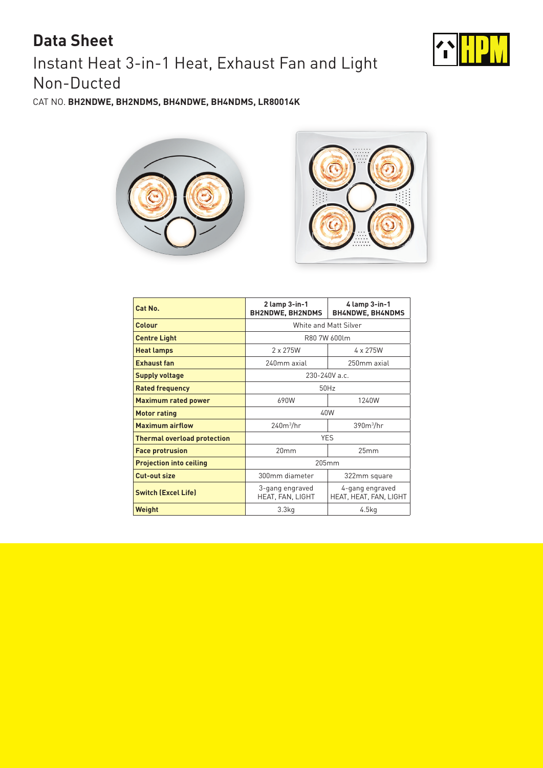# Data Sheet

## Instant Heat 3-in-1 Heat, Exhaust Fan and Light Non-Ducted

CAT NO. **BH2NDWE, BH2NDMS, BH4NDWE, BH4NDMS, LR80014K**

| Cat No. | 2 lamp 3-in-1 BH2NDWE, BH2NDMS | 4 lamp 3-in-1 BH4NDWE, BH4NDMS |
|---|---|---|
| **Colour** | White and Matt Silver | |
| **Centre Light** | R80 7W 600lm | |
| **Heat lamps** | 2 x 275W | 4 x 275W |
| **Exhaust fan** | 240mm axial | 250mm axial |
| **Supply voltage** | 230-240V a.c. | |
| **Rated frequency** | 50Hz | |
| **Maximum rated power** | 690W | 1240W |
| **Motor rating** | 40W | |
| **Maximum airflow** | 240m$^3$/hr | 390m$^3$/hr |
| **Thermal overload protection** | YES | |
| **Face protrusion** | 20mm | 25mm |
| **Projection into ceiling** | 205mm | |
| **Cut-out size** | 300mm diameter | 322mm square |
| **Switch (Excel Life)** | 3-gang engraved HEAT, FAN, LIGHT | 4-gang engraved HEAT, HEAT, FAN, LIGHT |
| **Weight** | 3.3kg | 4.5kg |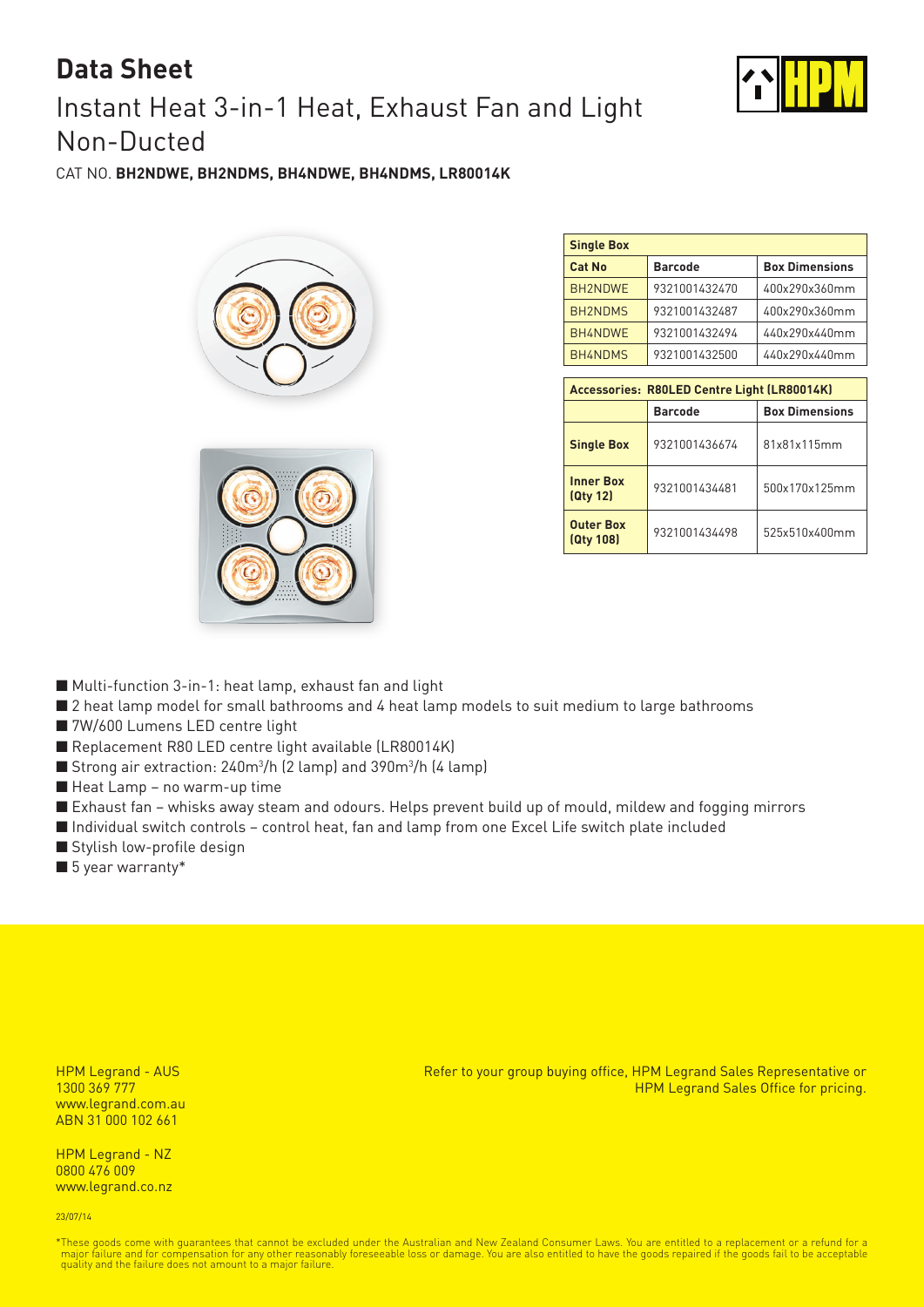# Data Sheet

## Instant Heat 3-in-1 Heat, Exhaust Fan and Light Non-Ducted

CAT NO. **BH2NDWE, BH2NDMS, BH4NDWE, BH4NDMS, LR80014K**

| **Single Box** | | |
|---|---|---|
| **Cat No** | **Barcode** | **Box Dimensions** |
| BH2NDWE | 9321001432470 | 400x290x360mm |
| BH2NDMS | 9321001432487 | 400x290x360mm |
| BH4NDWE | 9321001432494 | 440x290x440mm |
| BH4NDMS | 9321001432500 | 440x290x440mm |

| **Accessories: R80LED Centre Light (LR80014K)** | | |
|---|---|---|
| | **Barcode** | **Box Dimensions** |
| **Single Box** | 9321001436674 | 81x81x115mm |
| **Inner Box (Qty 12)** | 9321001434481 | 500x170x125mm |
| **Outer Box (Qty 108)** | 9321001434498 | 525x510x400mm |

- Multi-function 3-in-1: heat lamp, exhaust fan and light
- 2 heat lamp model for small bathrooms and 4 heat lamp models to suit medium to large bathrooms
- 7W/600 Lumens LED centre light
- Replacement R80 LED centre light available (LR80014K)
- Strong air extraction: 240m$^3$/h (2 lamp) and 390m$^3$/h (4 lamp)
- Heat Lamp – no warm-up time
- Exhaust fan – whisks away steam and odours. Helps prevent build up of mould, mildew and fogging mirrors
- Individual switch controls – control heat, fan and lamp from one Excel Life switch plate included
- Stylish low-profile design
- 5 year warranty*

HPM Legrand - AUS
1300 369 777
www.legrand.com.au
ABN 31 000 102 661

HPM Legrand - NZ
0800 476 009
www.legrand.co.nz

Refer to your group buying office, HPM Legrand Sales Representative or HPM Legrand Sales Office for pricing.

23/07/14

*These goods come with guarantees that cannot be excluded under the Australian and New Zealand Consumer Laws. You are entitled to a replacement or a refund for a major failure and for compensation for any other reasonably foreseeable loss or damage. You are also entitled to have the goods repaired if the goods fail to be acceptable quality and the failure does not amount to a major failure.